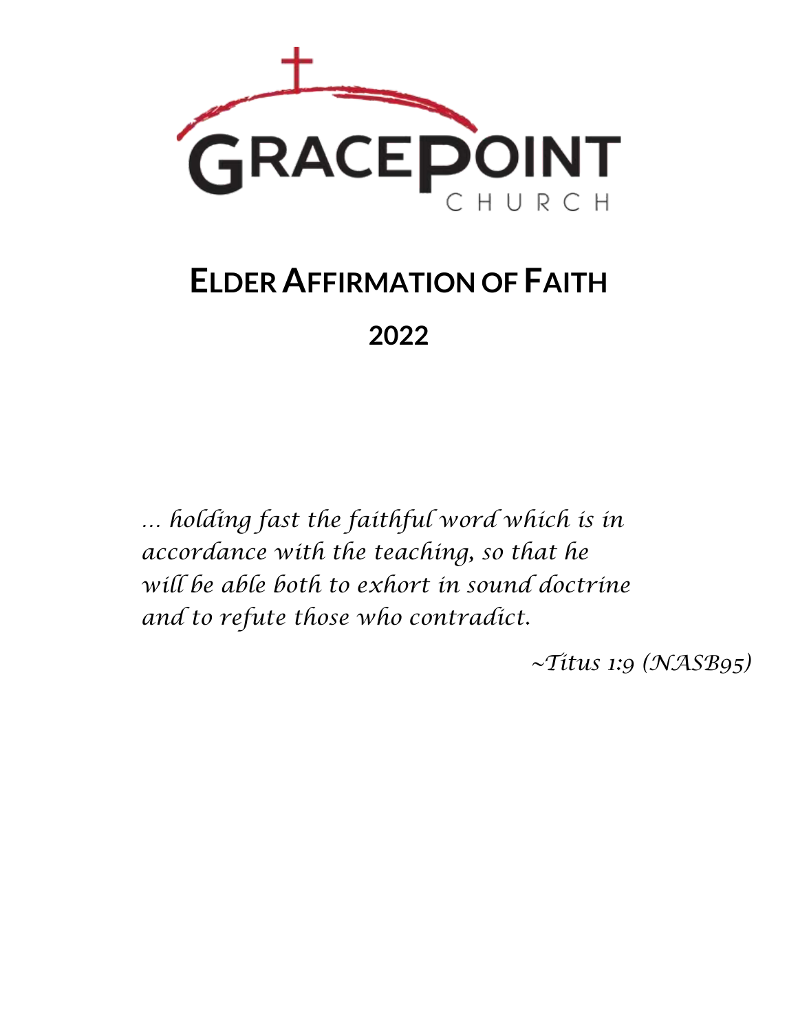GRACEPOINT CHURCH

# ELDER AFFIRMATION OF FAITH

## 2022

*… holding fast the faithful word which is in accordance with the teaching, so that he will be able both to exhort in sound doctrine and to refute those who contradict.*

*~Titus 1:9 (NASB95)*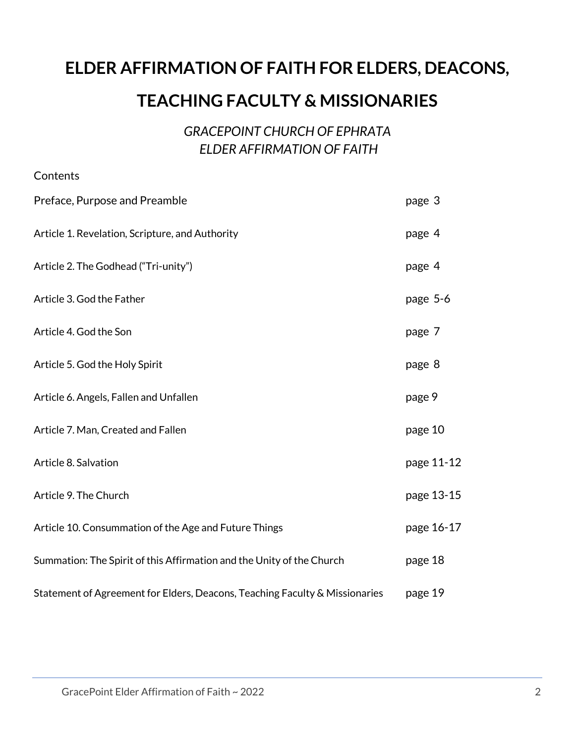# ELDER AFFIRMATION OF FAITH FOR ELDERS, DEACONS, TEACHING FACULTY & MISSIONARIES

*GRACEPOINT CHURCH OF EPHRATA*
*ELDER AFFIRMATION OF FAITH*

Contents

| | |
|---|---|
| Preface, Purpose and Preamble | page 3 |
| Article 1. Revelation, Scripture, and Authority | page 4 |
| Article 2. The Godhead ("Tri-unity") | page 4 |
| Article 3. God the Father | page 5-6 |
| Article 4. God the Son | page 7 |
| Article 5. God the Holy Spirit | page 8 |
| Article 6. Angels, Fallen and Unfallen | page 9 |
| Article 7. Man, Created and Fallen | page 10 |
| Article 8. Salvation | page 11-12 |
| Article 9. The Church | page 13-15 |
| Article 10. Consummation of the Age and Future Things | page 16-17 |
| Summation: The Spirit of this Affirmation and the Unity of the Church | page 18 |
| Statement of Agreement for Elders, Deacons, Teaching Faculty & Missionaries | page 19 |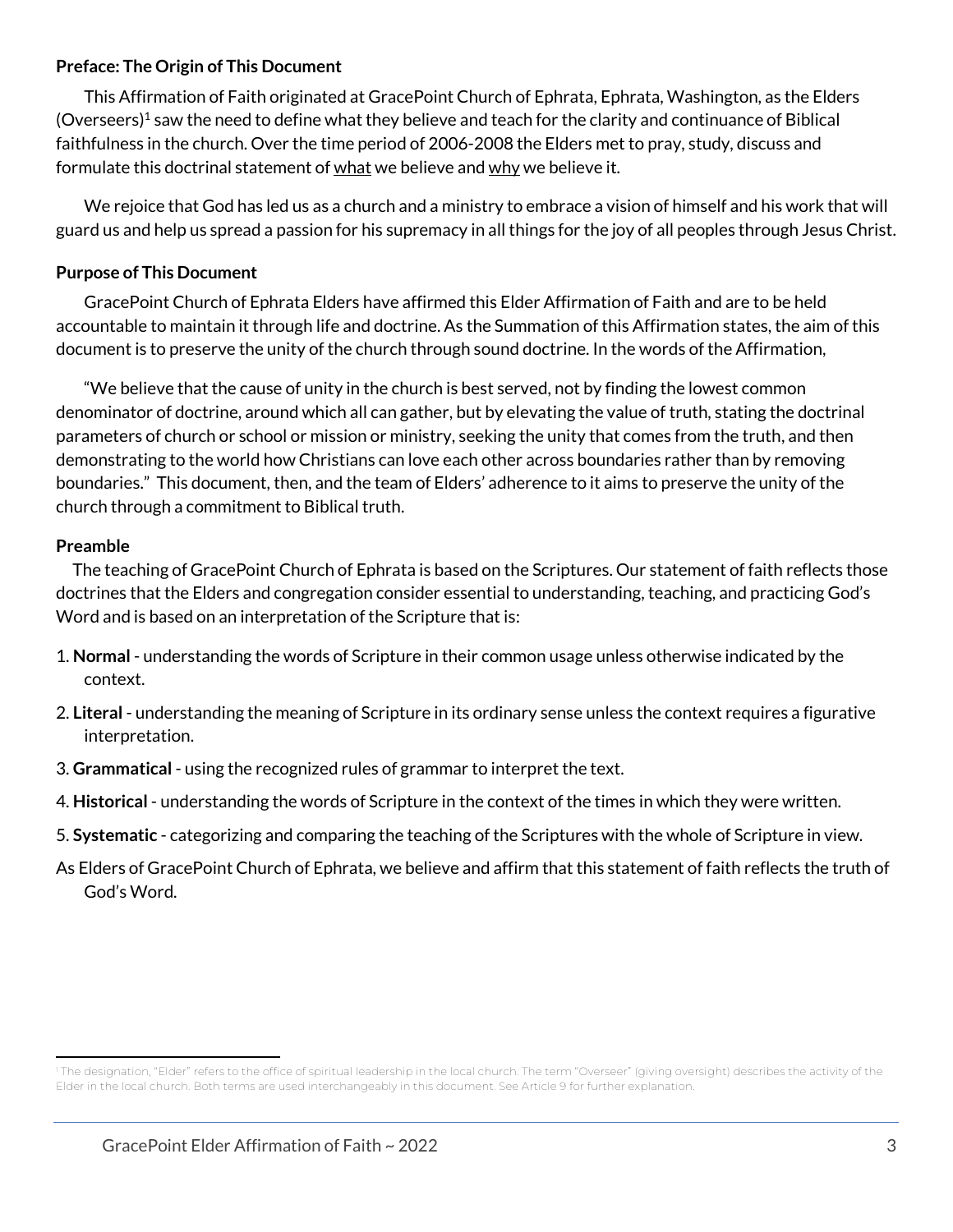**Preface: The Origin of This Document**

This Affirmation of Faith originated at GracePoint Church of Ephrata, Ephrata, Washington, as the Elders (Overseers)[1] saw the need to define what they believe and teach for the clarity and continuance of Biblical faithfulness in the church. Over the time period of 2006-2008 the Elders met to pray, study, discuss and formulate this doctrinal statement of what we believe and why we believe it.

We rejoice that God has led us as a church and a ministry to embrace a vision of himself and his work that will guard us and help us spread a passion for his supremacy in all things for the joy of all peoples through Jesus Christ.

**Purpose of This Document**

GracePoint Church of Ephrata Elders have affirmed this Elder Affirmation of Faith and are to be held accountable to maintain it through life and doctrine. As the Summation of this Affirmation states, the aim of this document is to preserve the unity of the church through sound doctrine. In the words of the Affirmation,

"We believe that the cause of unity in the church is best served, not by finding the lowest common denominator of doctrine, around which all can gather, but by elevating the value of truth, stating the doctrinal parameters of church or school or mission or ministry, seeking the unity that comes from the truth, and then demonstrating to the world how Christians can love each other across boundaries rather than by removing boundaries." This document, then, and the team of Elders' adherence to it aims to preserve the unity of the church through a commitment to Biblical truth.

**Preamble**

The teaching of GracePoint Church of Ephrata is based on the Scriptures. Our statement of faith reflects those doctrines that the Elders and congregation consider essential to understanding, teaching, and practicing God's Word and is based on an interpretation of the Scripture that is:

1. **Normal** - understanding the words of Scripture in their common usage unless otherwise indicated by the context.
2. **Literal** - understanding the meaning of Scripture in its ordinary sense unless the context requires a figurative interpretation.
3. **Grammatical** - using the recognized rules of grammar to interpret the text.
4. **Historical** - understanding the words of Scripture in the context of the times in which they were written.
5. **Systematic** - categorizing and comparing the teaching of the Scriptures with the whole of Scripture in view.

As Elders of GracePoint Church of Ephrata, we believe and affirm that this statement of faith reflects the truth of God's Word.

---

[1] The designation, "Elder" refers to the office of spiritual leadership in the local church. The term "Overseer" (giving oversight) describes the activity of the Elder in the local church. Both terms are used interchangeably in this document. See Article 9 for further explanation.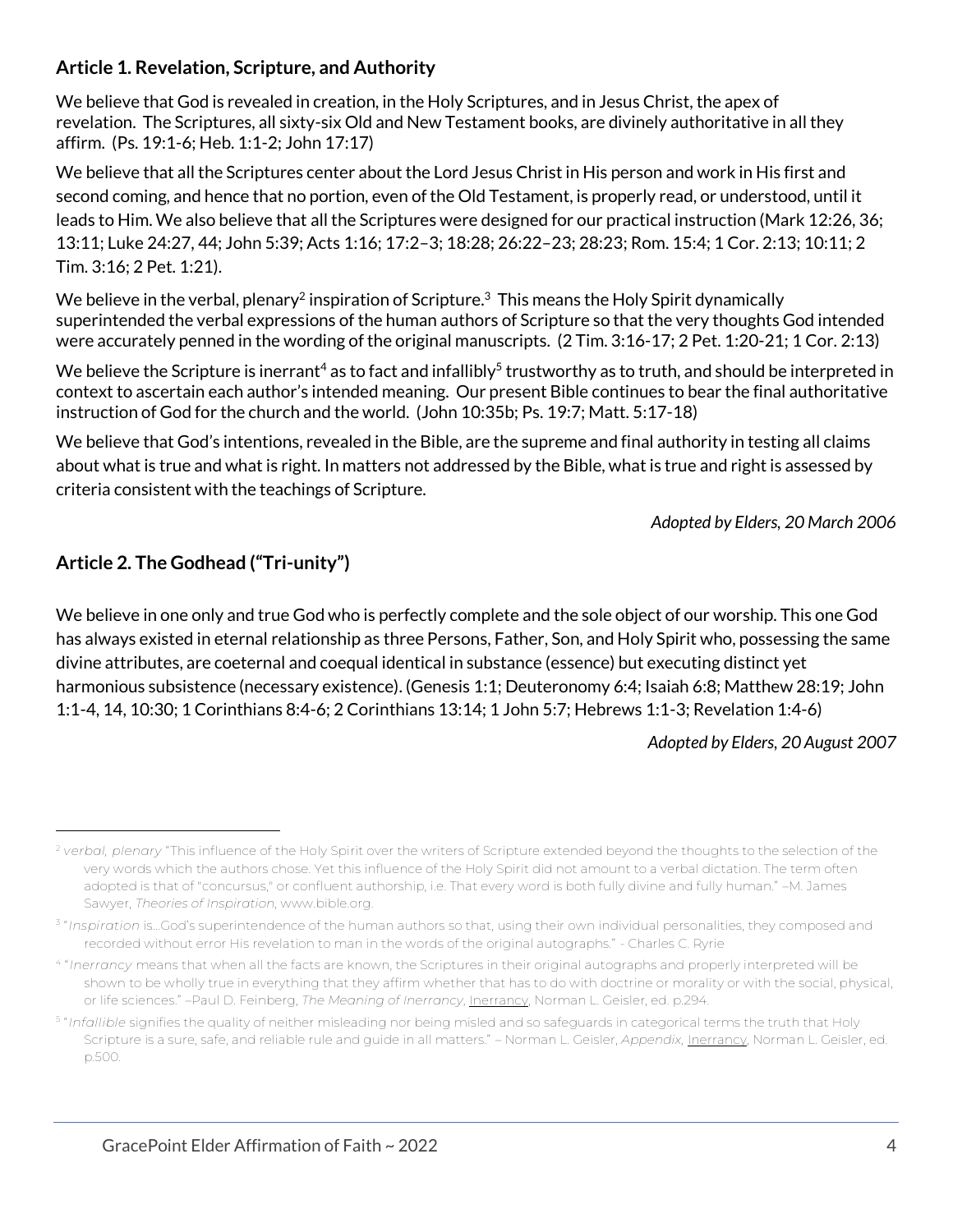## Article 1. Revelation, Scripture, and Authority

We believe that God is revealed in creation, in the Holy Scriptures, and in Jesus Christ, the apex of revelation. The Scriptures, all sixty-six Old and New Testament books, are divinely authoritative in all they affirm. (Ps. 19:1-6; Heb. 1:1-2; John 17:17)

We believe that all the Scriptures center about the Lord Jesus Christ in His person and work in His first and second coming, and hence that no portion, even of the Old Testament, is properly read, or understood, until it leads to Him. We also believe that all the Scriptures were designed for our practical instruction (Mark 12:26, 36; 13:11; Luke 24:27, 44; John 5:39; Acts 1:16; 17:2–3; 18:28; 26:22–23; 28:23; Rom. 15:4; 1 Cor. 2:13; 10:11; 2 Tim. 3:16; 2 Pet. 1:21).

We believe in the verbal, plenary[2] inspiration of Scripture.[3] This means the Holy Spirit dynamically superintended the verbal expressions of the human authors of Scripture so that the very thoughts God intended were accurately penned in the wording of the original manuscripts. (2 Tim. 3:16-17; 2 Pet. 1:20-21; 1 Cor. 2:13)

We believe the Scripture is inerrant[4] as to fact and infallibly[5] trustworthy as to truth, and should be interpreted in context to ascertain each author's intended meaning. Our present Bible continues to bear the final authoritative instruction of God for the church and the world. (John 10:35b; Ps. 19:7; Matt. 5:17-18)

We believe that God's intentions, revealed in the Bible, are the supreme and final authority in testing all claims about what is true and what is right. In matters not addressed by the Bible, what is true and right is assessed by criteria consistent with the teachings of Scripture.

*Adopted by Elders, 20 March 2006*

## Article 2. The Godhead ("Tri-unity")

We believe in one only and true God who is perfectly complete and the sole object of our worship. This one God has always existed in eternal relationship as three Persons, Father, Son, and Holy Spirit who, possessing the same divine attributes, are coeternal and coequal identical in substance (essence) but executing distinct yet harmonious subsistence (necessary existence). (Genesis 1:1; Deuteronomy 6:4; Isaiah 6:8; Matthew 28:19; John 1:1-4, 14, 10:30; 1 Corinthians 8:4-6; 2 Corinthians 13:14; 1 John 5:7; Hebrews 1:1-3; Revelation 1:4-6)

*Adopted by Elders, 20 August 2007*

---

[2] *verbal, plenary* "This influence of the Holy Spirit over the writers of Scripture extended beyond the thoughts to the selection of the very words which the authors chose. Yet this influence of the Holy Spirit did not amount to a verbal dictation. The term often adopted is that of "concursus," or confluent authorship, i.e. That every word is both fully divine and fully human." –M. James Sawyer, *Theories of Inspiration*, www.bible.org.

[3] "*Inspiration* is...God's superintendence of the human authors so that, using their own individual personalities, they composed and recorded without error His revelation to man in the words of the original autographs." - Charles C. Ryrie

[4] "*Inerrancy* means that when all the facts are known, the Scriptures in their original autographs and properly interpreted will be shown to be wholly true in everything that they affirm whether that has to do with doctrine or morality or with the social, physical, or life sciences." –Paul D. Feinberg, *The Meaning of Inerrancy*, Inerrancy, Norman L. Geisler, ed. p.294.

[5] "*Infallible* signifies the quality of neither misleading nor being misled and so safeguards in categorical terms the truth that Holy Scripture is a sure, safe, and reliable rule and guide in all matters." – Norman L. Geisler, *Appendix*, Inerrancy, Norman L. Geisler, ed. p.500.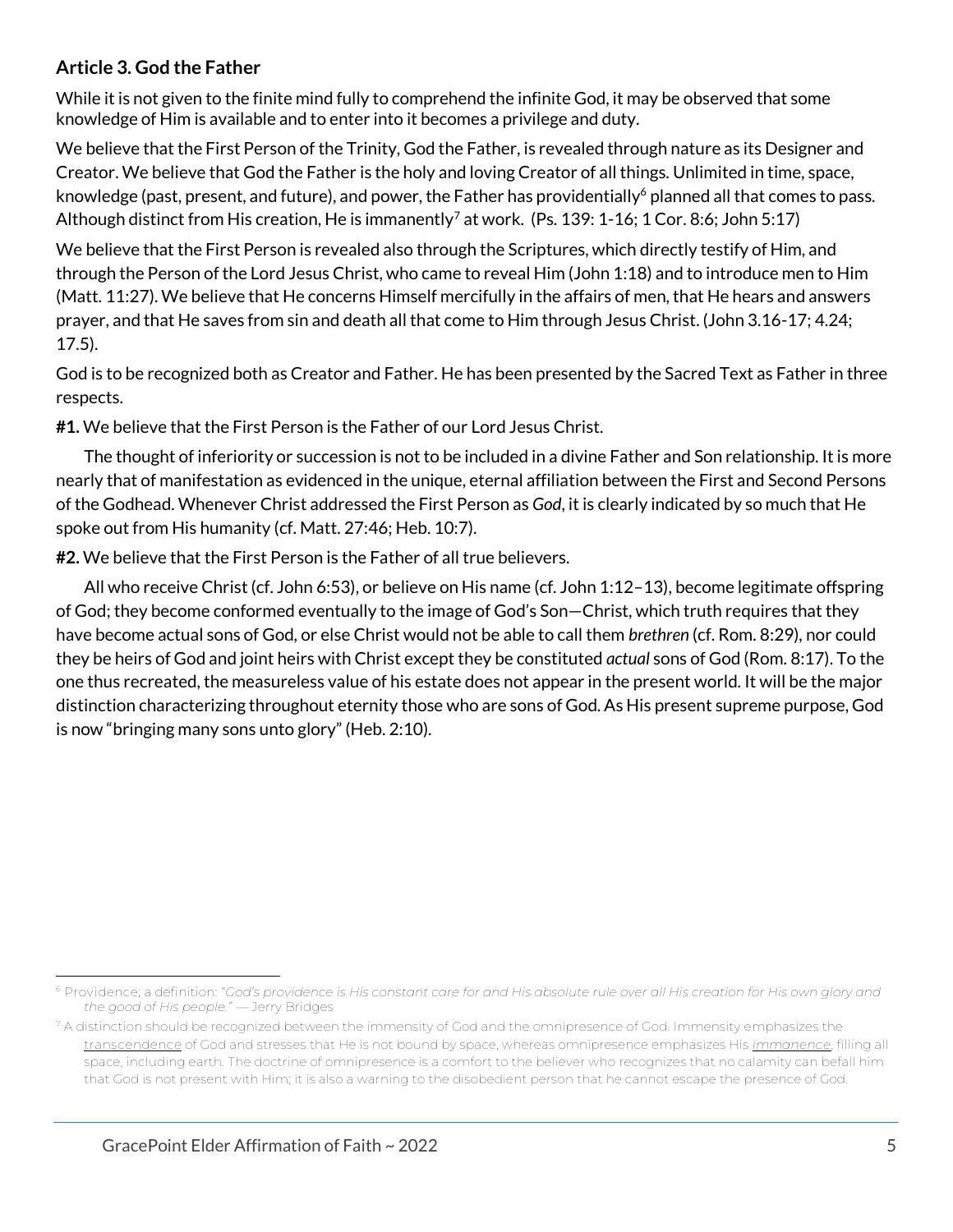### Article 3. God the Father

While it is not given to the finite mind fully to comprehend the infinite God, it may be observed that some knowledge of Him is available and to enter into it becomes a privilege and duty.

We believe that the First Person of the Trinity, God the Father, is revealed through nature as its Designer and Creator. We believe that God the Father is the holy and loving Creator of all things. Unlimited in time, space, knowledge (past, present, and future), and power, the Father has providentially[6] planned all that comes to pass. Although distinct from His creation, He is immanently[7] at work. (Ps. 139: 1-16; 1 Cor. 8:6; John 5:17)

We believe that the First Person is revealed also through the Scriptures, which directly testify of Him, and through the Person of the Lord Jesus Christ, who came to reveal Him (John 1:18) and to introduce men to Him (Matt. 11:27). We believe that He concerns Himself mercifully in the affairs of men, that He hears and answers prayer, and that He saves from sin and death all that come to Him through Jesus Christ. (John 3.16-17; 4.24; 17.5).

God is to be recognized both as Creator and Father. He has been presented by the Sacred Text as Father in three respects.

**#1.** We believe that the First Person is the Father of our Lord Jesus Christ.

The thought of inferiority or succession is not to be included in a divine Father and Son relationship. It is more nearly that of manifestation as evidenced in the unique, eternal affiliation between the First and Second Persons of the Godhead. Whenever Christ addressed the First Person as *God*, it is clearly indicated by so much that He spoke out from His humanity (cf. Matt. 27:46; Heb. 10:7).

**#2.** We believe that the First Person is the Father of all true believers.

All who receive Christ (cf. John 6:53), or believe on His name (cf. John 1:12–13), become legitimate offspring of God; they become conformed eventually to the image of God's Son—Christ, which truth requires that they have become actual sons of God, or else Christ would not be able to call them *brethren* (cf. Rom. 8:29), nor could they be heirs of God and joint heirs with Christ except they be constituted *actual* sons of God (Rom. 8:17). To the one thus recreated, the measureless value of his estate does not appear in the present world. It will be the major distinction characterizing throughout eternity those who are sons of God. As His present supreme purpose, God is now "bringing many sons unto glory" (Heb. 2:10).

---

[6] Providence; a definition: *"God's providence is His constant care for and His absolute rule over all His creation for His own glory and the good of His people."* — Jerry Bridges

[7] A distinction should be recognized between the immensity of God and the omnipresence of God. Immensity emphasizes the transcendence of God and stresses that He is not bound by space, whereas omnipresence emphasizes His *immanence*, filling all space, including earth. The doctrine of omnipresence is a comfort to the believer who recognizes that no calamity can befall him that God is not present with Him; it is also a warning to the disobedient person that he cannot escape the presence of God.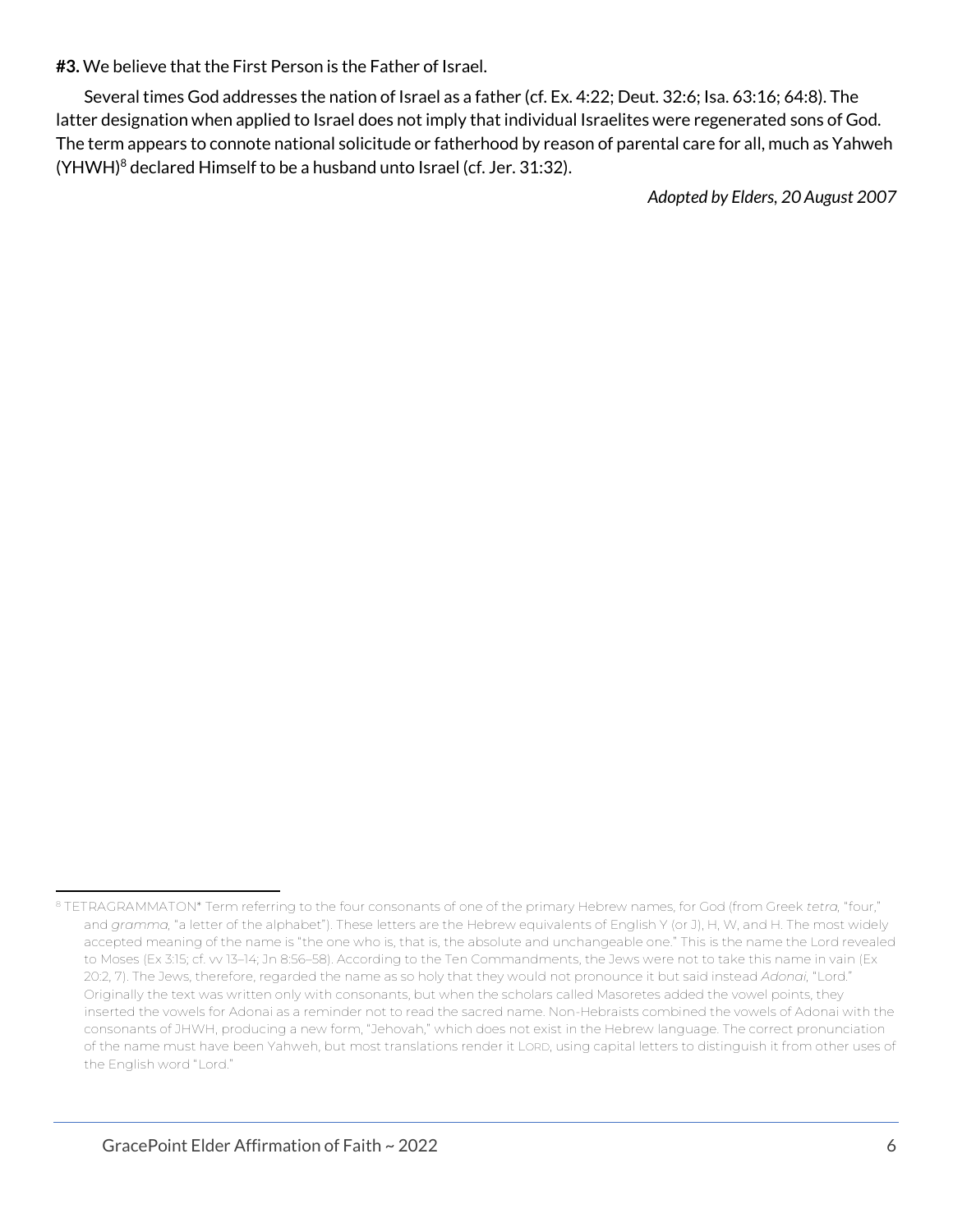**#3.** We believe that the First Person is the Father of Israel.

Several times God addresses the nation of Israel as a father (cf. Ex. 4:22; Deut. 32:6; Isa. 63:16; 64:8). The latter designation when applied to Israel does not imply that individual Israelites were regenerated sons of God. The term appears to connote national solicitude or fatherhood by reason of parental care for all, much as Yahweh (YHWH)[8] declared Himself to be a husband unto Israel (cf. Jer. 31:32).

*Adopted by Elders, 20 August 2007*

---

[8] TETRAGRAMMATON* Term referring to the four consonants of one of the primary Hebrew names, for God (from Greek *tetra*, "four," and *gramma*, "a letter of the alphabet"). These letters are the Hebrew equivalents of English Y (or J), H, W, and H. The most widely accepted meaning of the name is "the one who is, that is, the absolute and unchangeable one." This is the name the Lord revealed to Moses (Ex 3:15; cf. vv 13–14; Jn 8:56–58). According to the Ten Commandments, the Jews were not to take this name in vain (Ex 20:2, 7). The Jews, therefore, regarded the name as so holy that they would not pronounce it but said instead *Adonai*, "Lord." Originally the text was written only with consonants, but when the scholars called Masoretes added the vowel points, they inserted the vowels for Adonai as a reminder not to read the sacred name. Non-Hebraists combined the vowels of Adonai with the consonants of JHWH, producing a new form, "Jehovah," which does not exist in the Hebrew language. The correct pronunciation of the name must have been Yahweh, but most translations render it LORD, using capital letters to distinguish it from other uses of the English word "Lord."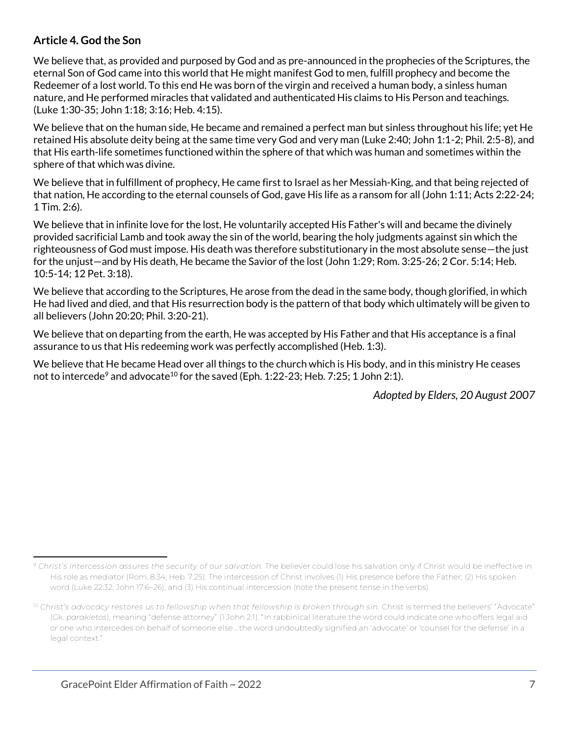**Article 4. God the Son**

We believe that, as provided and purposed by God and as pre-announced in the prophecies of the Scriptures, the eternal Son of God came into this world that He might manifest God to men, fulfill prophecy and become the Redeemer of a lost world. To this end He was born of the virgin and received a human body, a sinless human nature, and He performed miracles that validated and authenticated His claims to His Person and teachings. (Luke 1:30-35; John 1:18; 3:16; Heb. 4:15).

We believe that on the human side, He became and remained a perfect man but sinless throughout his life; yet He retained His absolute deity being at the same time very God and very man (Luke 2:40; John 1:1-2; Phil. 2:5-8), and that His earth-life sometimes functioned within the sphere of that which was human and sometimes within the sphere of that which was divine.

We believe that in fulfillment of prophecy, He came first to Israel as her Messiah-King, and that being rejected of that nation, He according to the eternal counsels of God, gave His life as a ransom for all (John 1:11; Acts 2:22-24; 1 Tim. 2:6).

We believe that in infinite love for the lost, He voluntarily accepted His Father's will and became the divinely provided sacrificial Lamb and took away the sin of the world, bearing the holy judgments against sin which the righteousness of God must impose. His death was therefore substitutionary in the most absolute sense—the just for the unjust—and by His death, He became the Savior of the lost (John 1:29; Rom. 3:25-26; 2 Cor. 5:14; Heb. 10:5-14; 12 Pet. 3:18).

We believe that according to the Scriptures, He arose from the dead in the same body, though glorified, in which He had lived and died, and that His resurrection body is the pattern of that body which ultimately will be given to all believers (John 20:20; Phil. 3:20-21).

We believe that on departing from the earth, He was accepted by His Father and that His acceptance is a final assurance to us that His redeeming work was perfectly accomplished (Heb. 1:3).

We believe that He became Head over all things to the church which is His body, and in this ministry He ceases not to intercede[9] and advocate[10] for the saved (Eph. 1:22-23; Heb. 7:25; 1 John 2:1).

*Adopted by Elders, 20 August 2007*

---

[9] *Christ's intercession assures the security of our salvation.* The believer could lose his salvation only if Christ would be ineffective in His role as mediator (Rom. 8:34; Heb. 7:25). The intercession of Christ involves (1) His presence before the Father; (2) His spoken word (Luke 22:32; John 17:6–26); and (3) His continual intercession (note the present tense in the verbs).

[10] *Christ's advocacy restores us to fellowship when that fellowship is broken through sin.* Christ is termed the believers' "Advocate" (Gk. *parakletos*), meaning "defense attorney" (1 John 2:1). "In rabbinical literature the word could indicate one who offers legal aid or one who intercedes on behalf of someone else….the word undoubtedly signified an 'advocate' or 'counsel for the defense' in a legal context."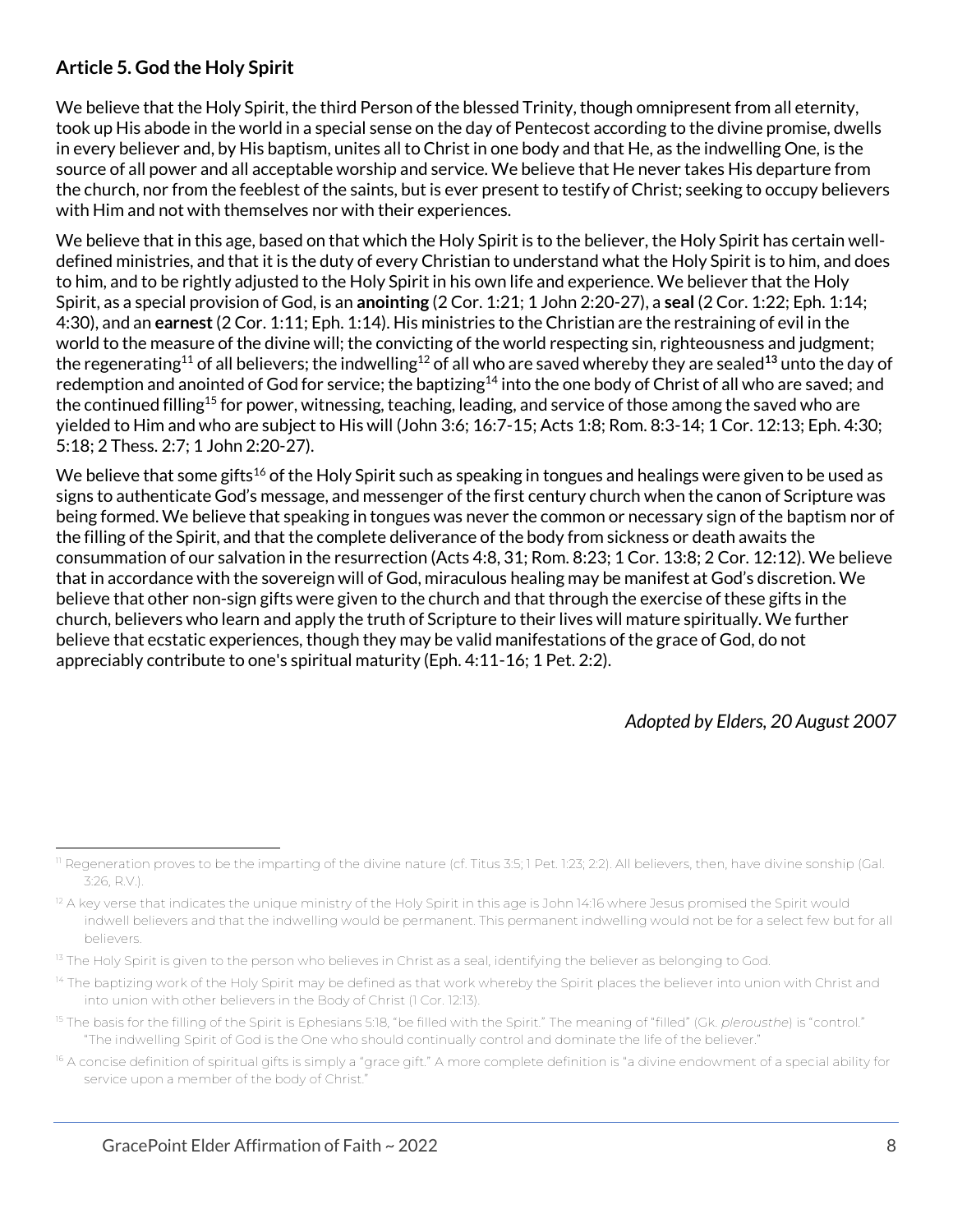## Article 5. God the Holy Spirit

We believe that the Holy Spirit, the third Person of the blessed Trinity, though omnipresent from all eternity, took up His abode in the world in a special sense on the day of Pentecost according to the divine promise, dwells in every believer and, by His baptism, unites all to Christ in one body and that He, as the indwelling One, is the source of all power and all acceptable worship and service. We believe that He never takes His departure from the church, nor from the feeblest of the saints, but is ever present to testify of Christ; seeking to occupy believers with Him and not with themselves nor with their experiences.

We believe that in this age, based on that which the Holy Spirit is to the believer, the Holy Spirit has certain well-defined ministries, and that it is the duty of every Christian to understand what the Holy Spirit is to him, and does to him, and to be rightly adjusted to the Holy Spirit in his own life and experience. We believe that the Holy Spirit, as a special provision of God, is an **anointing** (2 Cor. 1:21; 1 John 2:20-27), a **seal** (2 Cor. 1:22; Eph. 1:14; 4:30), and an **earnest** (2 Cor. 1:11; Eph. 1:14). His ministries to the Christian are the restraining of evil in the world to the measure of the divine will; the convicting of the world respecting sin, righteousness and judgment; the regenerating[11] of all believers; the indwelling[12] of all who are saved whereby they are sealed[13] unto the day of redemption and anointed of God for service; the baptizing[14] into the one body of Christ of all who are saved; and the continued filling[15] for power, witnessing, teaching, leading, and service of those among the saved who are yielded to Him and who are subject to His will (John 3:6; 16:7-15; Acts 1:8; Rom. 8:3-14; 1 Cor. 12:13; Eph. 4:30; 5:18; 2 Thess. 2:7; 1 John 2:20-27).

We believe that some gifts[16] of the Holy Spirit such as speaking in tongues and healings were given to be used as signs to authenticate God's message, and messenger of the first century church when the canon of Scripture was being formed. We believe that speaking in tongues was never the common or necessary sign of the baptism nor of the filling of the Spirit, and that the complete deliverance of the body from sickness or death awaits the consummation of our salvation in the resurrection (Acts 4:8, 31; Rom. 8:23; 1 Cor. 13:8; 2 Cor. 12:12). We believe that in accordance with the sovereign will of God, miraculous healing may be manifest at God's discretion. We believe that other non-sign gifts were given to the church and that through the exercise of these gifts in the church, believers who learn and apply the truth of Scripture to their lives will mature spiritually. We further believe that ecstatic experiences, though they may be valid manifestations of the grace of God, do not appreciably contribute to one's spiritual maturity (Eph. 4:11-16; 1 Pet. 2:2).

*Adopted by Elders, 20 August 2007*

---

[11] Regeneration proves to be the imparting of the divine nature (cf. Titus 3:5; 1 Pet. 1:23; 2:2). All believers, then, have divine sonship (Gal. 3:26, R.V.).

[12] A key verse that indicates the unique ministry of the Holy Spirit in this age is John 14:16 where Jesus promised the Spirit would indwell believers and that the indwelling would be permanent. This permanent indwelling would not be for a select few but for all believers.

[13] The Holy Spirit is given to the person who believes in Christ as a seal, identifying the believer as belonging to God.

[14] The baptizing work of the Holy Spirit may be defined as that work whereby the Spirit places the believer into union with Christ and into union with other believers in the Body of Christ (1 Cor. 12:13).

[15] The basis for the filling of the Spirit is Ephesians 5:18, "be filled with the Spirit." The meaning of "filled" (Gk. *plerousthe*) is "control." "The indwelling Spirit of God is the One who should continually control and dominate the life of the believer."

[16] A concise definition of spiritual gifts is simply a "grace gift." A more complete definition is "a divine endowment of a special ability for service upon a member of the body of Christ."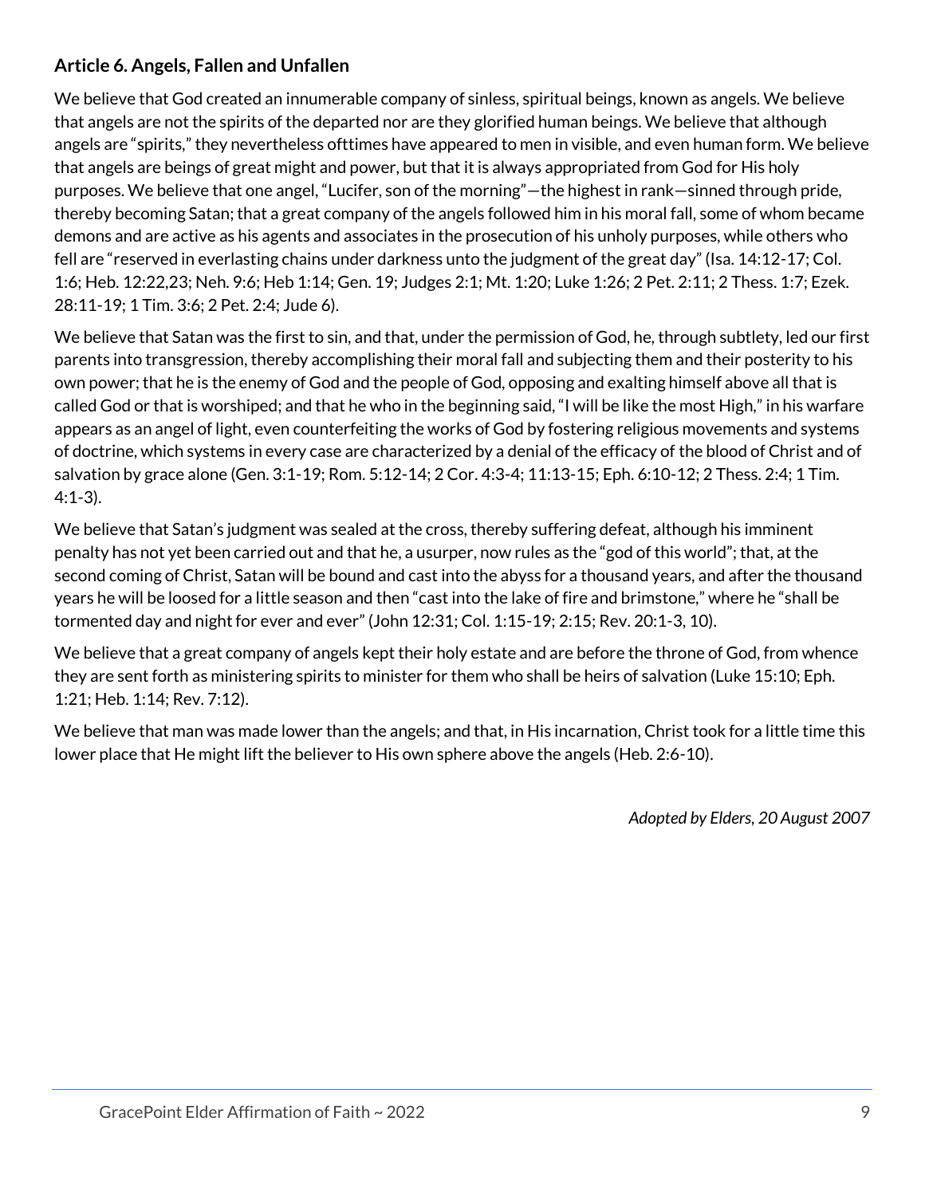### Article 6. Angels, Fallen and Unfallen

We believe that God created an innumerable company of sinless, spiritual beings, known as angels. We believe that angels are not the spirits of the departed nor are they glorified human beings. We believe that although angels are "spirits," they nevertheless ofttimes have appeared to men in visible, and even human form. We believe that angels are beings of great might and power, but that it is always appropriated from God for His holy purposes. We believe that one angel, "Lucifer, son of the morning"—the highest in rank—sinned through pride, thereby becoming Satan; that a great company of the angels followed him in his moral fall, some of whom became demons and are active as his agents and associates in the prosecution of his unholy purposes, while others who fell are "reserved in everlasting chains under darkness unto the judgment of the great day" (Isa. 14:12-17; Col. 1:6; Heb. 12:22,23; Neh. 9:6; Heb 1:14; Gen. 19; Judges 2:1; Mt. 1:20; Luke 1:26; 2 Pet. 2:11; 2 Thess. 1:7; Ezek. 28:11-19; 1 Tim. 3:6; 2 Pet. 2:4; Jude 6).

We believe that Satan was the first to sin, and that, under the permission of God, he, through subtlety, led our first parents into transgression, thereby accomplishing their moral fall and subjecting them and their posterity to his own power; that he is the enemy of God and the people of God, opposing and exalting himself above all that is called God or that is worshiped; and that he who in the beginning said, "I will be like the most High," in his warfare appears as an angel of light, even counterfeiting the works of God by fostering religious movements and systems of doctrine, which systems in every case are characterized by a denial of the efficacy of the blood of Christ and of salvation by grace alone (Gen. 3:1-19; Rom. 5:12-14; 2 Cor. 4:3-4; 11:13-15; Eph. 6:10-12; 2 Thess. 2:4; 1 Tim. 4:1-3).

We believe that Satan's judgment was sealed at the cross, thereby suffering defeat, although his imminent penalty has not yet been carried out and that he, a usurper, now rules as the "god of this world"; that, at the second coming of Christ, Satan will be bound and cast into the abyss for a thousand years, and after the thousand years he will be loosed for a little season and then "cast into the lake of fire and brimstone," where he "shall be tormented day and night for ever and ever" (John 12:31; Col. 1:15-19; 2:15; Rev. 20:1-3, 10).

We believe that a great company of angels kept their holy estate and are before the throne of God, from whence they are sent forth as ministering spirits to minister for them who shall be heirs of salvation (Luke 15:10; Eph. 1:21; Heb. 1:14; Rev. 7:12).

We believe that man was made lower than the angels; and that, in His incarnation, Christ took for a little time this lower place that He might lift the believer to His own sphere above the angels (Heb. 2:6-10).

*Adopted by Elders, 20 August 2007*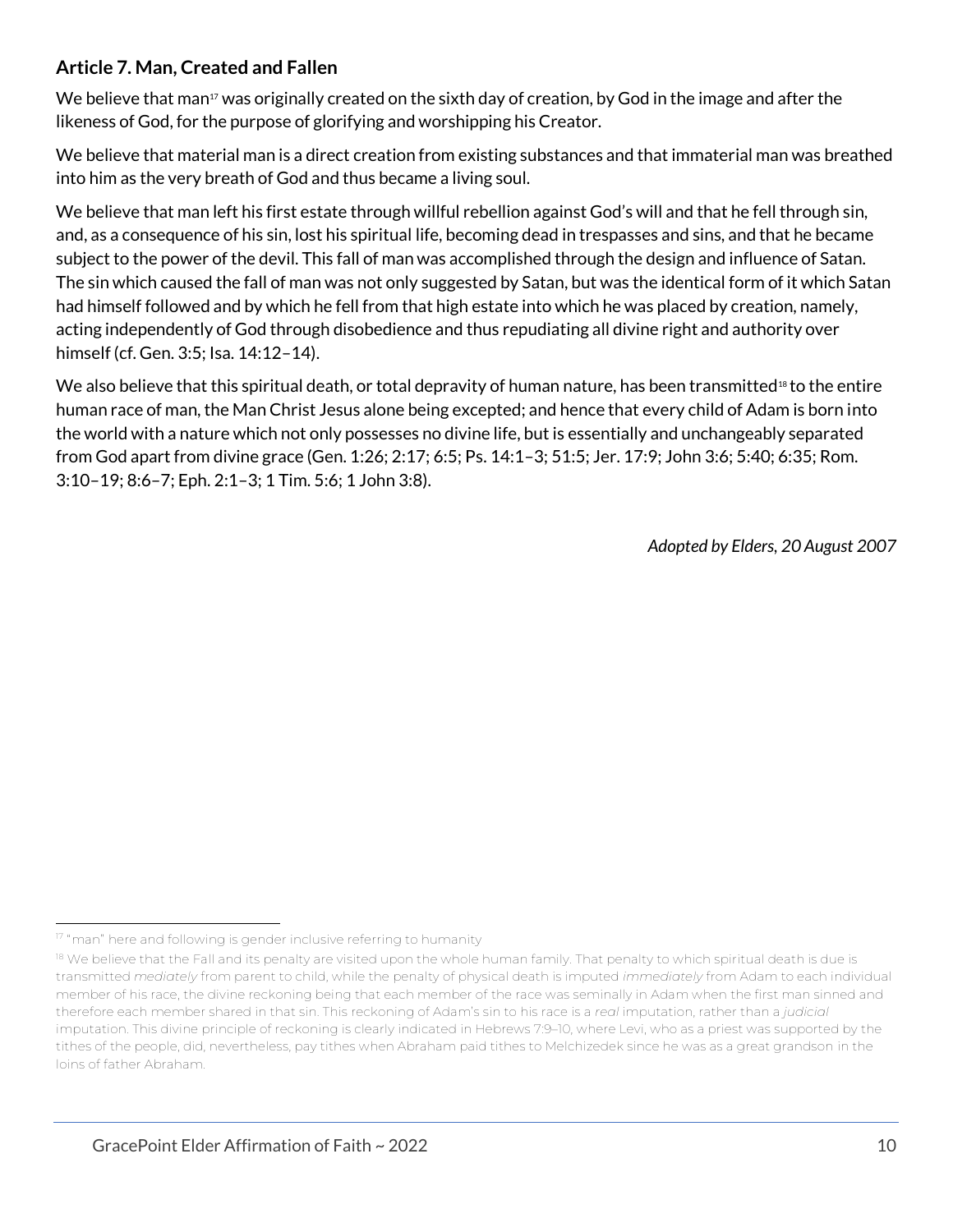### Article 7. Man, Created and Fallen

We believe that man[17] was originally created on the sixth day of creation, by God in the image and after the likeness of God, for the purpose of glorifying and worshipping his Creator.

We believe that material man is a direct creation from existing substances and that immaterial man was breathed into him as the very breath of God and thus became a living soul.

We believe that man left his first estate through willful rebellion against God's will and that he fell through sin, and, as a consequence of his sin, lost his spiritual life, becoming dead in trespasses and sins, and that he became subject to the power of the devil. This fall of man was accomplished through the design and influence of Satan. The sin which caused the fall of man was not only suggested by Satan, but was the identical form of it which Satan had himself followed and by which he fell from that high estate into which he was placed by creation, namely, acting independently of God through disobedience and thus repudiating all divine right and authority over himself (cf. Gen. 3:5; Isa. 14:12–14).

We also believe that this spiritual death, or total depravity of human nature, has been transmitted[18] to the entire human race of man, the Man Christ Jesus alone being excepted; and hence that every child of Adam is born into the world with a nature which not only possesses no divine life, but is essentially and unchangeably separated from God apart from divine grace (Gen. 1:26; 2:17; 6:5; Ps. 14:1–3; 51:5; Jer. 17:9; John 3:6; 5:40; 6:35; Rom. 3:10–19; 8:6–7; Eph. 2:1–3; 1 Tim. 5:6; 1 John 3:8).

*Adopted by Elders, 20 August 2007*

---

[17] "man" here and following is gender inclusive referring to humanity

[18] We believe that the Fall and its penalty are visited upon the whole human family. That penalty to which spiritual death is due is transmitted *mediately* from parent to child, while the penalty of physical death is imputed *immediately* from Adam to each individual member of his race, the divine reckoning being that each member of the race was seminally in Adam when the first man sinned and therefore each member shared in that sin. This reckoning of Adam's sin to his race is a *real* imputation, rather than a *judicial* imputation. This divine principle of reckoning is clearly indicated in Hebrews 7:9–10, where Levi, who as a priest was supported by the tithes of the people, did, nevertheless, pay tithes when Abraham paid tithes to Melchizedek since he was as a great grandson in the loins of father Abraham.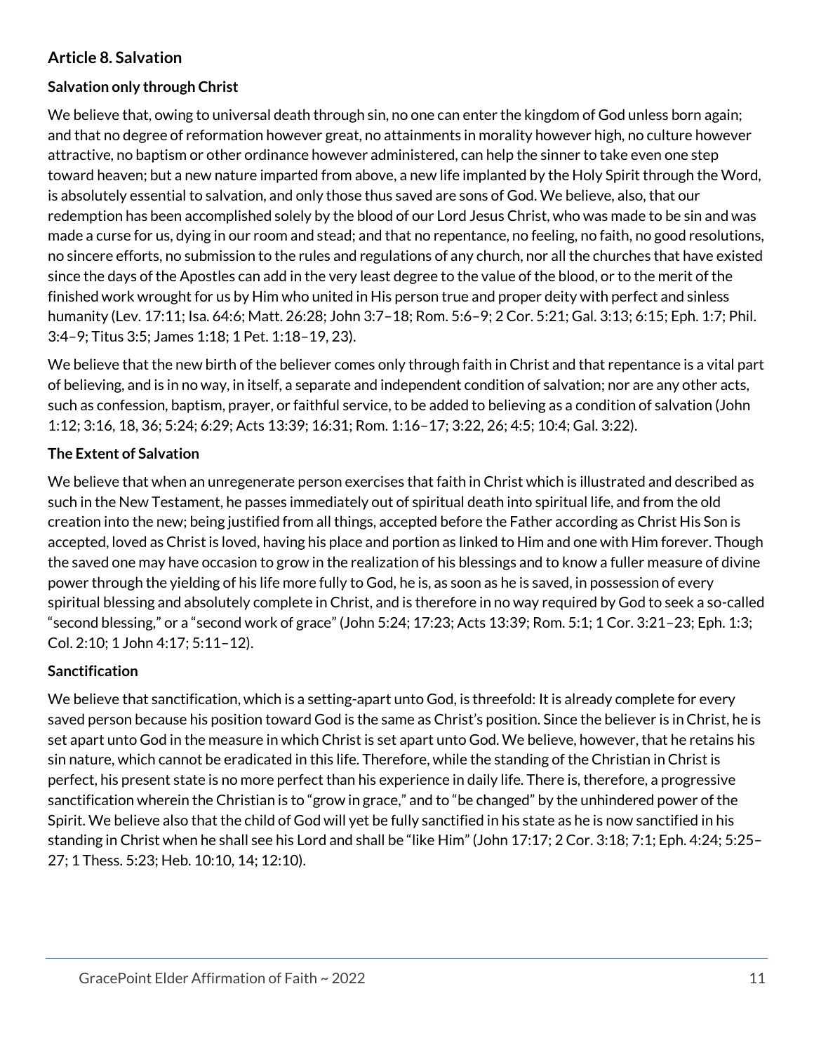## Article 8. Salvation

### Salvation only through Christ

We believe that, owing to universal death through sin, no one can enter the kingdom of God unless born again; and that no degree of reformation however great, no attainments in morality however high, no culture however attractive, no baptism or other ordinance however administered, can help the sinner to take even one step toward heaven; but a new nature imparted from above, a new life implanted by the Holy Spirit through the Word, is absolutely essential to salvation, and only those thus saved are sons of God. We believe, also, that our redemption has been accomplished solely by the blood of our Lord Jesus Christ, who was made to be sin and was made a curse for us, dying in our room and stead; and that no repentance, no feeling, no faith, no good resolutions, no sincere efforts, no submission to the rules and regulations of any church, nor all the churches that have existed since the days of the Apostles can add in the very least degree to the value of the blood, or to the merit of the finished work wrought for us by Him who united in His person true and proper deity with perfect and sinless humanity (Lev. 17:11; Isa. 64:6; Matt. 26:28; John 3:7–18; Rom. 5:6–9; 2 Cor. 5:21; Gal. 3:13; 6:15; Eph. 1:7; Phil. 3:4–9; Titus 3:5; James 1:18; 1 Pet. 1:18–19, 23).

We believe that the new birth of the believer comes only through faith in Christ and that repentance is a vital part of believing, and is in no way, in itself, a separate and independent condition of salvation; nor are any other acts, such as confession, baptism, prayer, or faithful service, to be added to believing as a condition of salvation (John 1:12; 3:16, 18, 36; 5:24; 6:29; Acts 13:39; 16:31; Rom. 1:16–17; 3:22, 26; 4:5; 10:4; Gal. 3:22).

### The Extent of Salvation

We believe that when an unregenerate person exercises that faith in Christ which is illustrated and described as such in the New Testament, he passes immediately out of spiritual death into spiritual life, and from the old creation into the new; being justified from all things, accepted before the Father according as Christ His Son is accepted, loved as Christ is loved, having his place and portion as linked to Him and one with Him forever. Though the saved one may have occasion to grow in the realization of his blessings and to know a fuller measure of divine power through the yielding of his life more fully to God, he is, as soon as he is saved, in possession of every spiritual blessing and absolutely complete in Christ, and is therefore in no way required by God to seek a so-called "second blessing," or a "second work of grace" (John 5:24; 17:23; Acts 13:39; Rom. 5:1; 1 Cor. 3:21–23; Eph. 1:3; Col. 2:10; 1 John 4:17; 5:11–12).

### Sanctification

We believe that sanctification, which is a setting-apart unto God, is threefold: It is already complete for every saved person because his position toward God is the same as Christ's position. Since the believer is in Christ, he is set apart unto God in the measure in which Christ is set apart unto God. We believe, however, that he retains his sin nature, which cannot be eradicated in this life. Therefore, while the standing of the Christian in Christ is perfect, his present state is no more perfect than his experience in daily life. There is, therefore, a progressive sanctification wherein the Christian is to "grow in grace," and to "be changed" by the unhindered power of the Spirit. We believe also that the child of God will yet be fully sanctified in his state as he is now sanctified in his standing in Christ when he shall see his Lord and shall be "like Him" (John 17:17; 2 Cor. 3:18; 7:1; Eph. 4:24; 5:25–27; 1 Thess. 5:23; Heb. 10:10, 14; 12:10).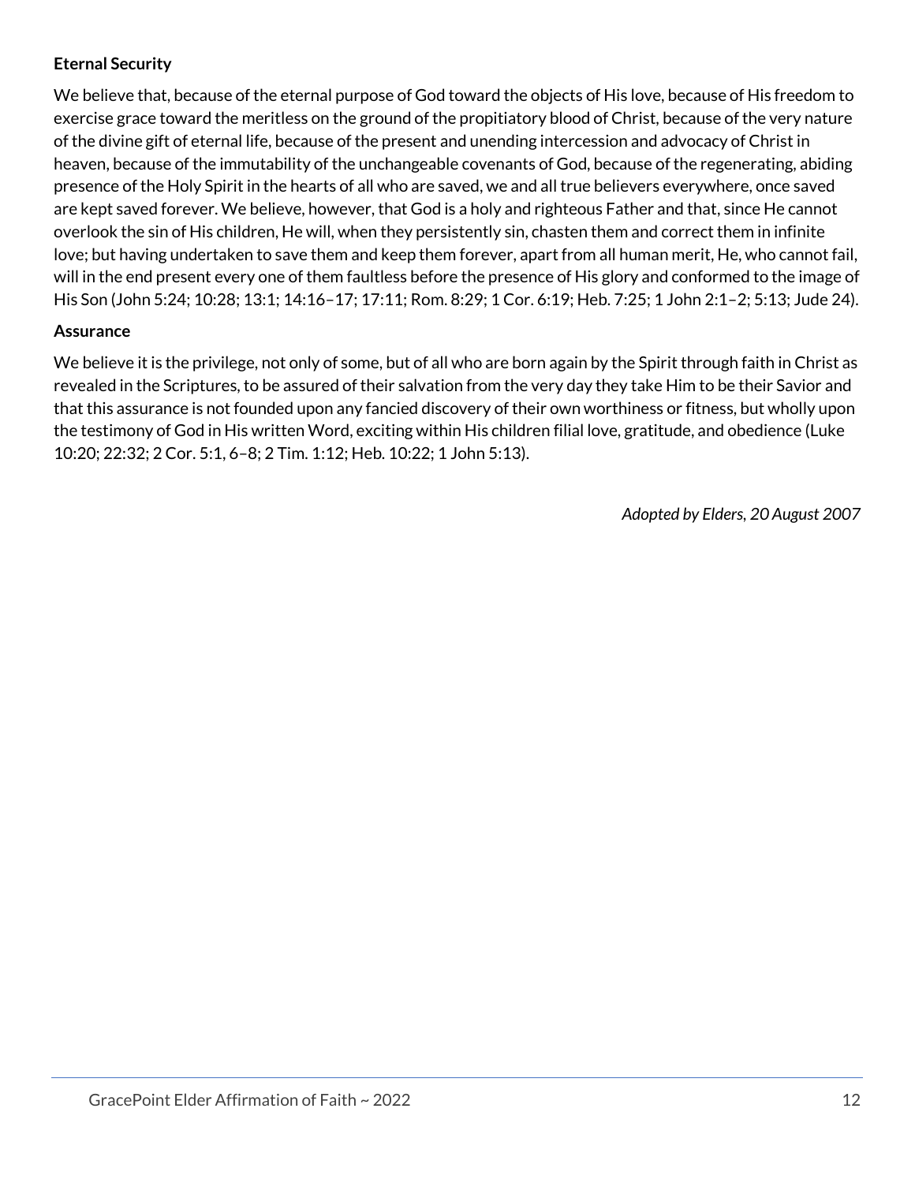**Eternal Security**

We believe that, because of the eternal purpose of God toward the objects of His love, because of His freedom to exercise grace toward the meritless on the ground of the propitiatory blood of Christ, because of the very nature of the divine gift of eternal life, because of the present and unending intercession and advocacy of Christ in heaven, because of the immutability of the unchangeable covenants of God, because of the regenerating, abiding presence of the Holy Spirit in the hearts of all who are saved, we and all true believers everywhere, once saved are kept saved forever. We believe, however, that God is a holy and righteous Father and that, since He cannot overlook the sin of His children, He will, when they persistently sin, chasten them and correct them in infinite love; but having undertaken to save them and keep them forever, apart from all human merit, He, who cannot fail, will in the end present every one of them faultless before the presence of His glory and conformed to the image of His Son (John 5:24; 10:28; 13:1; 14:16–17; 17:11; Rom. 8:29; 1 Cor. 6:19; Heb. 7:25; 1 John 2:1–2; 5:13; Jude 24).

**Assurance**

We believe it is the privilege, not only of some, but of all who are born again by the Spirit through faith in Christ as revealed in the Scriptures, to be assured of their salvation from the very day they take Him to be their Savior and that this assurance is not founded upon any fancied discovery of their own worthiness or fitness, but wholly upon the testimony of God in His written Word, exciting within His children filial love, gratitude, and obedience (Luke 10:20; 22:32; 2 Cor. 5:1, 6–8; 2 Tim. 1:12; Heb. 10:22; 1 John 5:13).

*Adopted by Elders, 20 August 2007*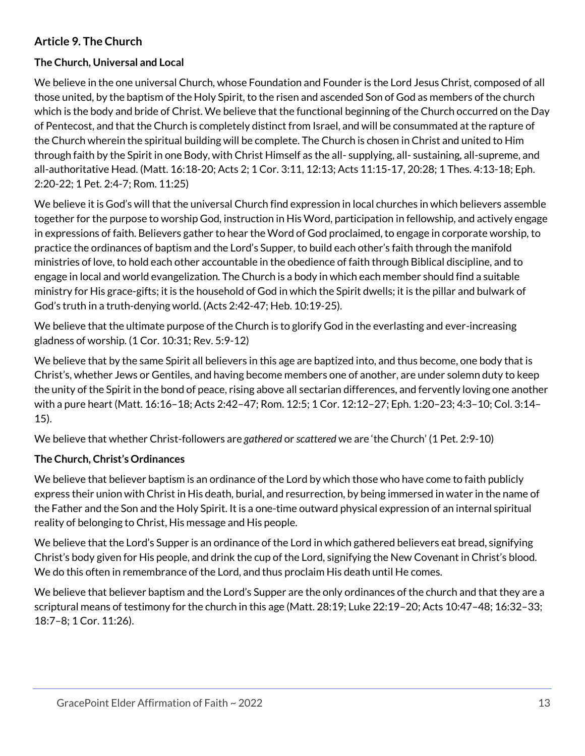## Article 9. The Church

### The Church, Universal and Local

We believe in the one universal Church, whose Foundation and Founder is the Lord Jesus Christ, composed of all those united, by the baptism of the Holy Spirit, to the risen and ascended Son of God as members of the church which is the body and bride of Christ. We believe that the functional beginning of the Church occurred on the Day of Pentecost, and that the Church is completely distinct from Israel, and will be consummated at the rapture of the Church wherein the spiritual building will be complete. The Church is chosen in Christ and united to Him through faith by the Spirit in one Body, with Christ Himself as the all- supplying, all- sustaining, all-supreme, and all-authoritative Head. (Matt. 16:18-20; Acts 2; 1 Cor. 3:11, 12:13; Acts 11:15-17, 20:28; 1 Thes. 4:13-18; Eph. 2:20-22; 1 Pet. 2:4-7; Rom. 11:25)

We believe it is God's will that the universal Church find expression in local churches in which believers assemble together for the purpose to worship God, instruction in His Word, participation in fellowship, and actively engage in expressions of faith. Believers gather to hear the Word of God proclaimed, to engage in corporate worship, to practice the ordinances of baptism and the Lord's Supper, to build each other's faith through the manifold ministries of love, to hold each other accountable in the obedience of faith through Biblical discipline, and to engage in local and world evangelization. The Church is a body in which each member should find a suitable ministry for His grace-gifts; it is the household of God in which the Spirit dwells; it is the pillar and bulwark of God's truth in a truth-denying world. (Acts 2:42-47; Heb. 10:19-25).

We believe that the ultimate purpose of the Church is to glorify God in the everlasting and ever-increasing gladness of worship. (1 Cor. 10:31; Rev. 5:9-12)

We believe that by the same Spirit all believers in this age are baptized into, and thus become, one body that is Christ's, whether Jews or Gentiles, and having become members one of another, are under solemn duty to keep the unity of the Spirit in the bond of peace, rising above all sectarian differences, and fervently loving one another with a pure heart (Matt. 16:16–18; Acts 2:42–47; Rom. 12:5; 1 Cor. 12:12–27; Eph. 1:20–23; 4:3–10; Col. 3:14–15).

We believe that whether Christ-followers are *gathered* or *scattered* we are 'the Church' (1 Pet. 2:9-10)

### The Church, Christ's Ordinances

We believe that believer baptism is an ordinance of the Lord by which those who have come to faith publicly express their union with Christ in His death, burial, and resurrection, by being immersed in water in the name of the Father and the Son and the Holy Spirit. It is a one-time outward physical expression of an internal spiritual reality of belonging to Christ, His message and His people.

We believe that the Lord's Supper is an ordinance of the Lord in which gathered believers eat bread, signifying Christ's body given for His people, and drink the cup of the Lord, signifying the New Covenant in Christ's blood. We do this often in remembrance of the Lord, and thus proclaim His death until He comes.

We believe that believer baptism and the Lord's Supper are the only ordinances of the church and that they are a scriptural means of testimony for the church in this age (Matt. 28:19; Luke 22:19–20; Acts 10:47–48; 16:32–33; 18:7–8; 1 Cor. 11:26).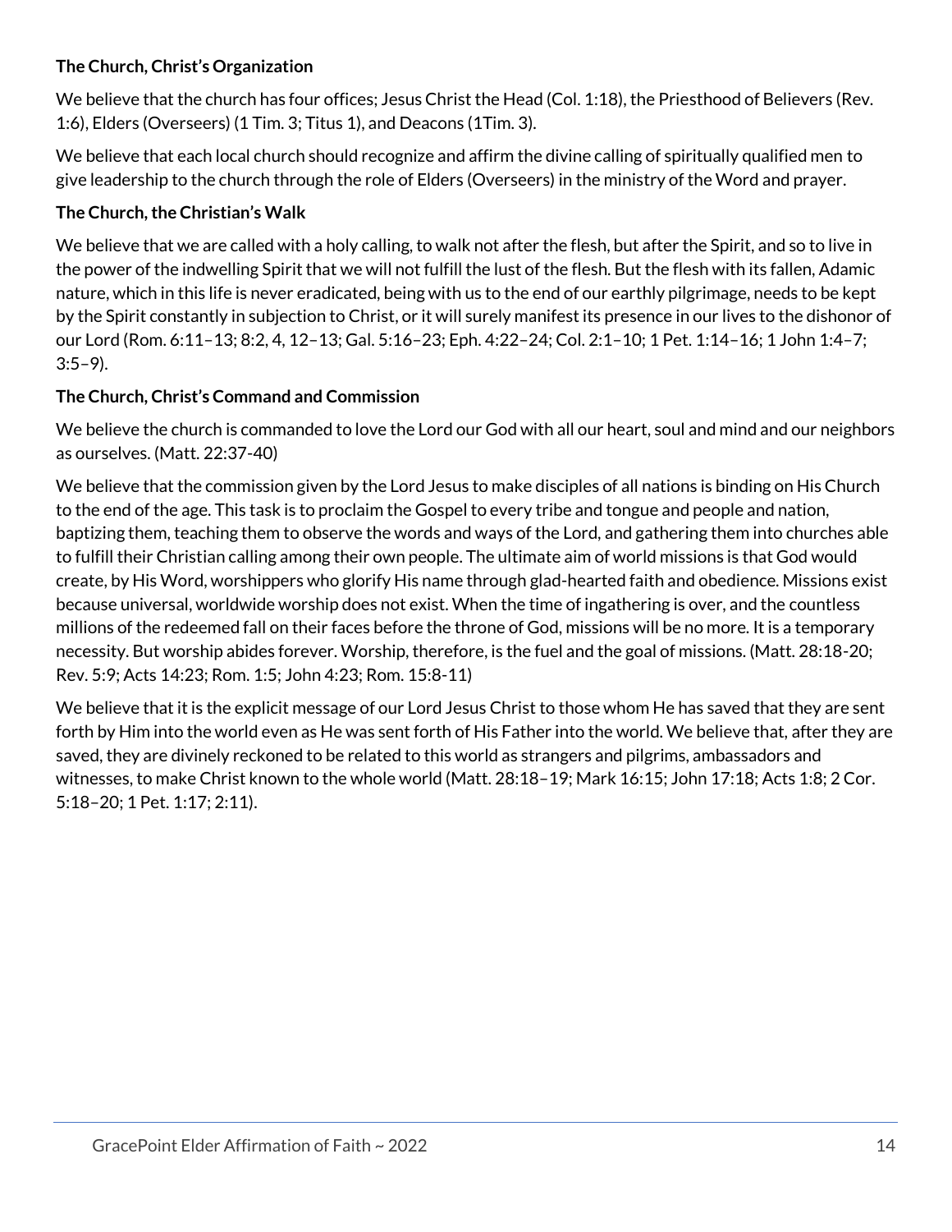**The Church, Christ's Organization**

We believe that the church has four offices; Jesus Christ the Head (Col. 1:18), the Priesthood of Believers (Rev. 1:6), Elders (Overseers) (1 Tim. 3; Titus 1), and Deacons (1Tim. 3).

We believe that each local church should recognize and affirm the divine calling of spiritually qualified men to give leadership to the church through the role of Elders (Overseers) in the ministry of the Word and prayer.

**The Church, the Christian's Walk**

We believe that we are called with a holy calling, to walk not after the flesh, but after the Spirit, and so to live in the power of the indwelling Spirit that we will not fulfill the lust of the flesh. But the flesh with its fallen, Adamic nature, which in this life is never eradicated, being with us to the end of our earthly pilgrimage, needs to be kept by the Spirit constantly in subjection to Christ, or it will surely manifest its presence in our lives to the dishonor of our Lord (Rom. 6:11–13; 8:2, 4, 12–13; Gal. 5:16–23; Eph. 4:22–24; Col. 2:1–10; 1 Pet. 1:14–16; 1 John 1:4–7; 3:5–9).

**The Church, Christ's Command and Commission**

We believe the church is commanded to love the Lord our God with all our heart, soul and mind and our neighbors as ourselves. (Matt. 22:37-40)

We believe that the commission given by the Lord Jesus to make disciples of all nations is binding on His Church to the end of the age. This task is to proclaim the Gospel to every tribe and tongue and people and nation, baptizing them, teaching them to observe the words and ways of the Lord, and gathering them into churches able to fulfill their Christian calling among their own people. The ultimate aim of world missions is that God would create, by His Word, worshippers who glorify His name through glad-hearted faith and obedience. Missions exist because universal, worldwide worship does not exist. When the time of ingathering is over, and the countless millions of the redeemed fall on their faces before the throne of God, missions will be no more. It is a temporary necessity. But worship abides forever. Worship, therefore, is the fuel and the goal of missions. (Matt. 28:18-20; Rev. 5:9; Acts 14:23; Rom. 1:5; John 4:23; Rom. 15:8-11)

We believe that it is the explicit message of our Lord Jesus Christ to those whom He has saved that they are sent forth by Him into the world even as He was sent forth of His Father into the world. We believe that, after they are saved, they are divinely reckoned to be related to this world as strangers and pilgrims, ambassadors and witnesses, to make Christ known to the whole world (Matt. 28:18–19; Mark 16:15; John 17:18; Acts 1:8; 2 Cor. 5:18–20; 1 Pet. 1:17; 2:11).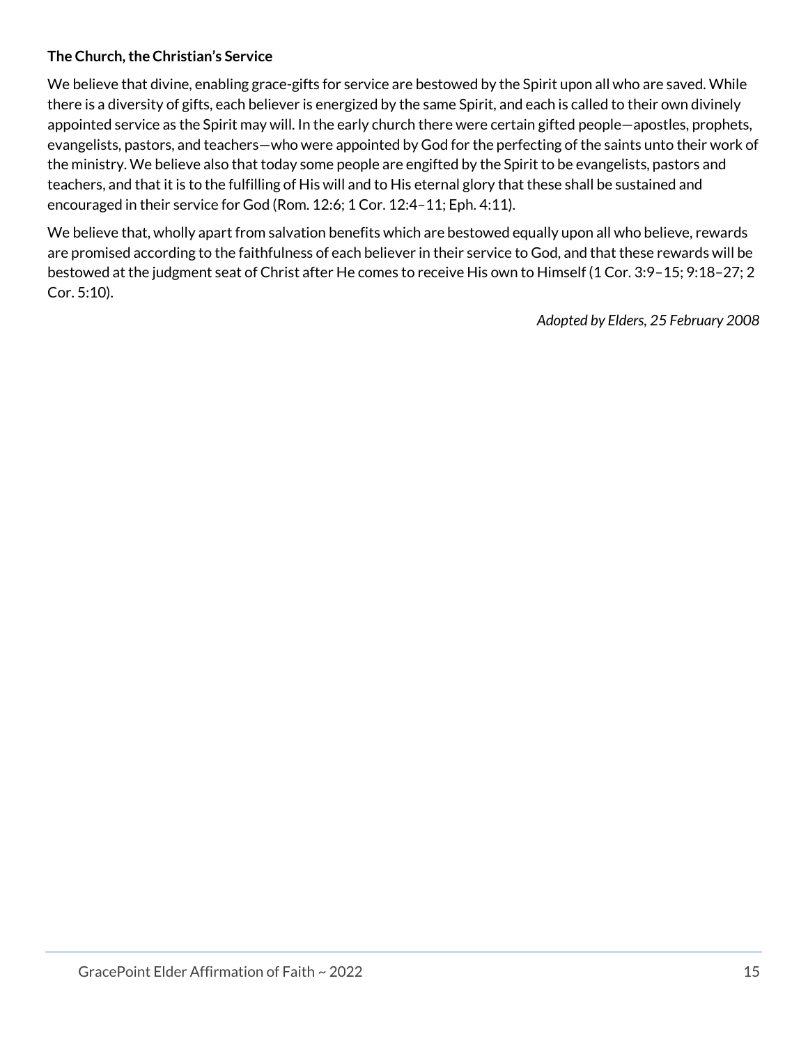**The Church, the Christian's Service**

We believe that divine, enabling grace-gifts for service are bestowed by the Spirit upon all who are saved. While there is a diversity of gifts, each believer is energized by the same Spirit, and each is called to their own divinely appointed service as the Spirit may will. In the early church there were certain gifted people—apostles, prophets, evangelists, pastors, and teachers—who were appointed by God for the perfecting of the saints unto their work of the ministry. We believe also that today some people are engifted by the Spirit to be evangelists, pastors and teachers, and that it is to the fulfilling of His will and to His eternal glory that these shall be sustained and encouraged in their service for God (Rom. 12:6; 1 Cor. 12:4–11; Eph. 4:11).

We believe that, wholly apart from salvation benefits which are bestowed equally upon all who believe, rewards are promised according to the faithfulness of each believer in their service to God, and that these rewards will be bestowed at the judgment seat of Christ after He comes to receive His own to Himself (1 Cor. 3:9–15; 9:18–27; 2 Cor. 5:10).

*Adopted by Elders, 25 February 2008*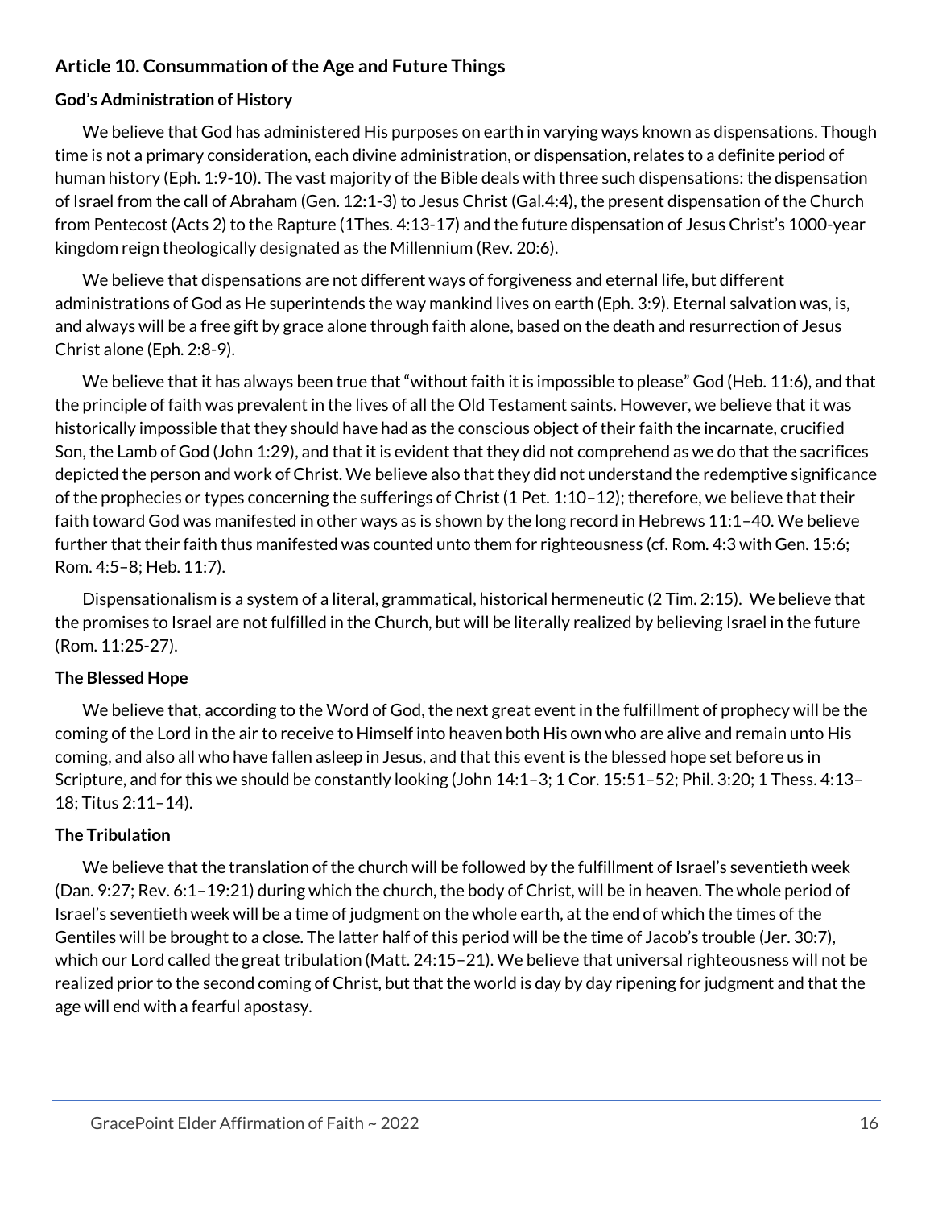## Article 10. Consummation of the Age and Future Things

### God's Administration of History

We believe that God has administered His purposes on earth in varying ways known as dispensations. Though time is not a primary consideration, each divine administration, or dispensation, relates to a definite period of human history (Eph. 1:9-10). The vast majority of the Bible deals with three such dispensations: the dispensation of Israel from the call of Abraham (Gen. 12:1-3) to Jesus Christ (Gal.4:4), the present dispensation of the Church from Pentecost (Acts 2) to the Rapture (1Thes. 4:13-17) and the future dispensation of Jesus Christ's 1000-year kingdom reign theologically designated as the Millennium (Rev. 20:6).

We believe that dispensations are not different ways of forgiveness and eternal life, but different administrations of God as He superintends the way mankind lives on earth (Eph. 3:9). Eternal salvation was, is, and always will be a free gift by grace alone through faith alone, based on the death and resurrection of Jesus Christ alone (Eph. 2:8-9).

We believe that it has always been true that "without faith it is impossible to please" God (Heb. 11:6), and that the principle of faith was prevalent in the lives of all the Old Testament saints. However, we believe that it was historically impossible that they should have had as the conscious object of their faith the incarnate, crucified Son, the Lamb of God (John 1:29), and that it is evident that they did not comprehend as we do that the sacrifices depicted the person and work of Christ. We believe also that they did not understand the redemptive significance of the prophecies or types concerning the sufferings of Christ (1 Pet. 1:10–12); therefore, we believe that their faith toward God was manifested in other ways as is shown by the long record in Hebrews 11:1–40. We believe further that their faith thus manifested was counted unto them for righteousness (cf. Rom. 4:3 with Gen. 15:6; Rom. 4:5–8; Heb. 11:7).

Dispensationalism is a system of a literal, grammatical, historical hermeneutic (2 Tim. 2:15). We believe that the promises to Israel are not fulfilled in the Church, but will be literally realized by believing Israel in the future (Rom. 11:25-27).

### The Blessed Hope

We believe that, according to the Word of God, the next great event in the fulfillment of prophecy will be the coming of the Lord in the air to receive to Himself into heaven both His own who are alive and remain unto His coming, and also all who have fallen asleep in Jesus, and that this event is the blessed hope set before us in Scripture, and for this we should be constantly looking (John 14:1–3; 1 Cor. 15:51–52; Phil. 3:20; 1 Thess. 4:13–18; Titus 2:11–14).

### The Tribulation

We believe that the translation of the church will be followed by the fulfillment of Israel's seventieth week (Dan. 9:27; Rev. 6:1–19:21) during which the church, the body of Christ, will be in heaven. The whole period of Israel's seventieth week will be a time of judgment on the whole earth, at the end of which the times of the Gentiles will be brought to a close. The latter half of this period will be the time of Jacob's trouble (Jer. 30:7), which our Lord called the great tribulation (Matt. 24:15–21). We believe that universal righteousness will not be realized prior to the second coming of Christ, but that the world is day by day ripening for judgment and that the age will end with a fearful apostasy.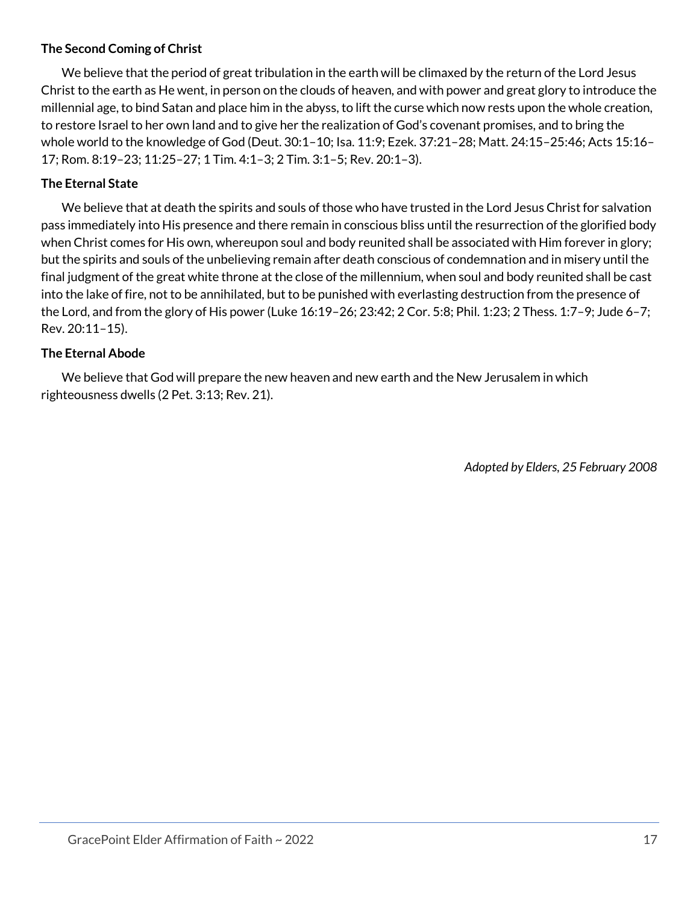**The Second Coming of Christ**

We believe that the period of great tribulation in the earth will be climaxed by the return of the Lord Jesus Christ to the earth as He went, in person on the clouds of heaven, and with power and great glory to introduce the millennial age, to bind Satan and place him in the abyss, to lift the curse which now rests upon the whole creation, to restore Israel to her own land and to give her the realization of God's covenant promises, and to bring the whole world to the knowledge of God (Deut. 30:1–10; Isa. 11:9; Ezek. 37:21–28; Matt. 24:15–25:46; Acts 15:16–17; Rom. 8:19–23; 11:25–27; 1 Tim. 4:1–3; 2 Tim. 3:1–5; Rev. 20:1–3).

**The Eternal State**

We believe that at death the spirits and souls of those who have trusted in the Lord Jesus Christ for salvation pass immediately into His presence and there remain in conscious bliss until the resurrection of the glorified body when Christ comes for His own, whereupon soul and body reunited shall be associated with Him forever in glory; but the spirits and souls of the unbelieving remain after death conscious of condemnation and in misery until the final judgment of the great white throne at the close of the millennium, when soul and body reunited shall be cast into the lake of fire, not to be annihilated, but to be punished with everlasting destruction from the presence of the Lord, and from the glory of His power (Luke 16:19–26; 23:42; 2 Cor. 5:8; Phil. 1:23; 2 Thess. 1:7–9; Jude 6–7; Rev. 20:11–15).

**The Eternal Abode**

We believe that God will prepare the new heaven and new earth and the New Jerusalem in which righteousness dwells (2 Pet. 3:13; Rev. 21).

*Adopted by Elders, 25 February 2008*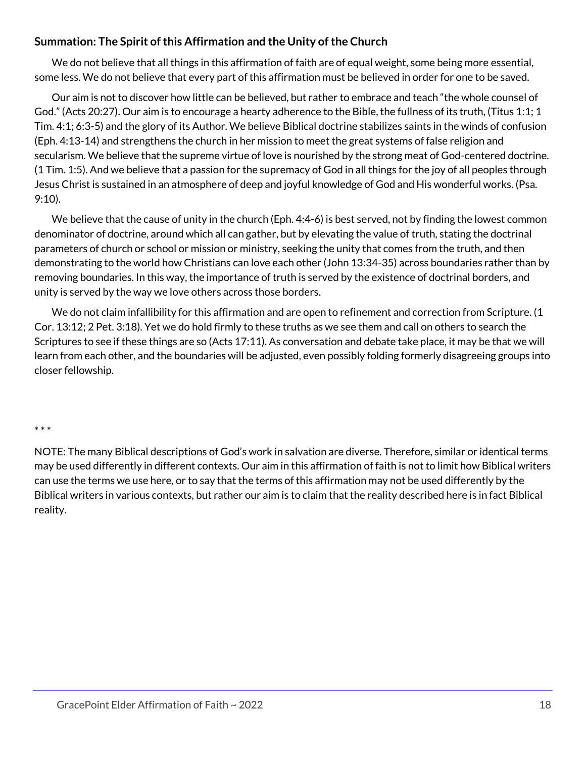**Summation: The Spirit of this Affirmation and the Unity of the Church**

We do not believe that all things in this affirmation of faith are of equal weight, some being more essential, some less. We do not believe that every part of this affirmation must be believed in order for one to be saved.

Our aim is not to discover how little can be believed, but rather to embrace and teach "the whole counsel of God." (Acts 20:27). Our aim is to encourage a hearty adherence to the Bible, the fullness of its truth, (Titus 1:1; 1 Tim. 4:1; 6:3-5) and the glory of its Author. We believe Biblical doctrine stabilizes saints in the winds of confusion (Eph. 4:13-14) and strengthens the church in her mission to meet the great systems of false religion and secularism. We believe that the supreme virtue of love is nourished by the strong meat of God-centered doctrine. (1 Tim. 1:5). And we believe that a passion for the supremacy of God in all things for the joy of all peoples through Jesus Christ is sustained in an atmosphere of deep and joyful knowledge of God and His wonderful works. (Psa. 9:10).

We believe that the cause of unity in the church (Eph. 4:4-6) is best served, not by finding the lowest common denominator of doctrine, around which all can gather, but by elevating the value of truth, stating the doctrinal parameters of church or school or mission or ministry, seeking the unity that comes from the truth, and then demonstrating to the world how Christians can love each other (John 13:34-35) across boundaries rather than by removing boundaries. In this way, the importance of truth is served by the existence of doctrinal borders, and unity is served by the way we love others across those borders.

We do not claim infallibility for this affirmation and are open to refinement and correction from Scripture. (1 Cor. 13:12; 2 Pet. 3:18). Yet we do hold firmly to these truths as we see them and call on others to search the Scriptures to see if these things are so (Acts 17:11). As conversation and debate take place, it may be that we will learn from each other, and the boundaries will be adjusted, even possibly folding formerly disagreeing groups into closer fellowship.

\* \* \*

NOTE: The many Biblical descriptions of God's work in salvation are diverse. Therefore, similar or identical terms may be used differently in different contexts. Our aim in this affirmation of faith is not to limit how Biblical writers can use the terms we use here, or to say that the terms of this affirmation may not be used differently by the Biblical writers in various contexts, but rather our aim is to claim that the reality described here is in fact Biblical reality.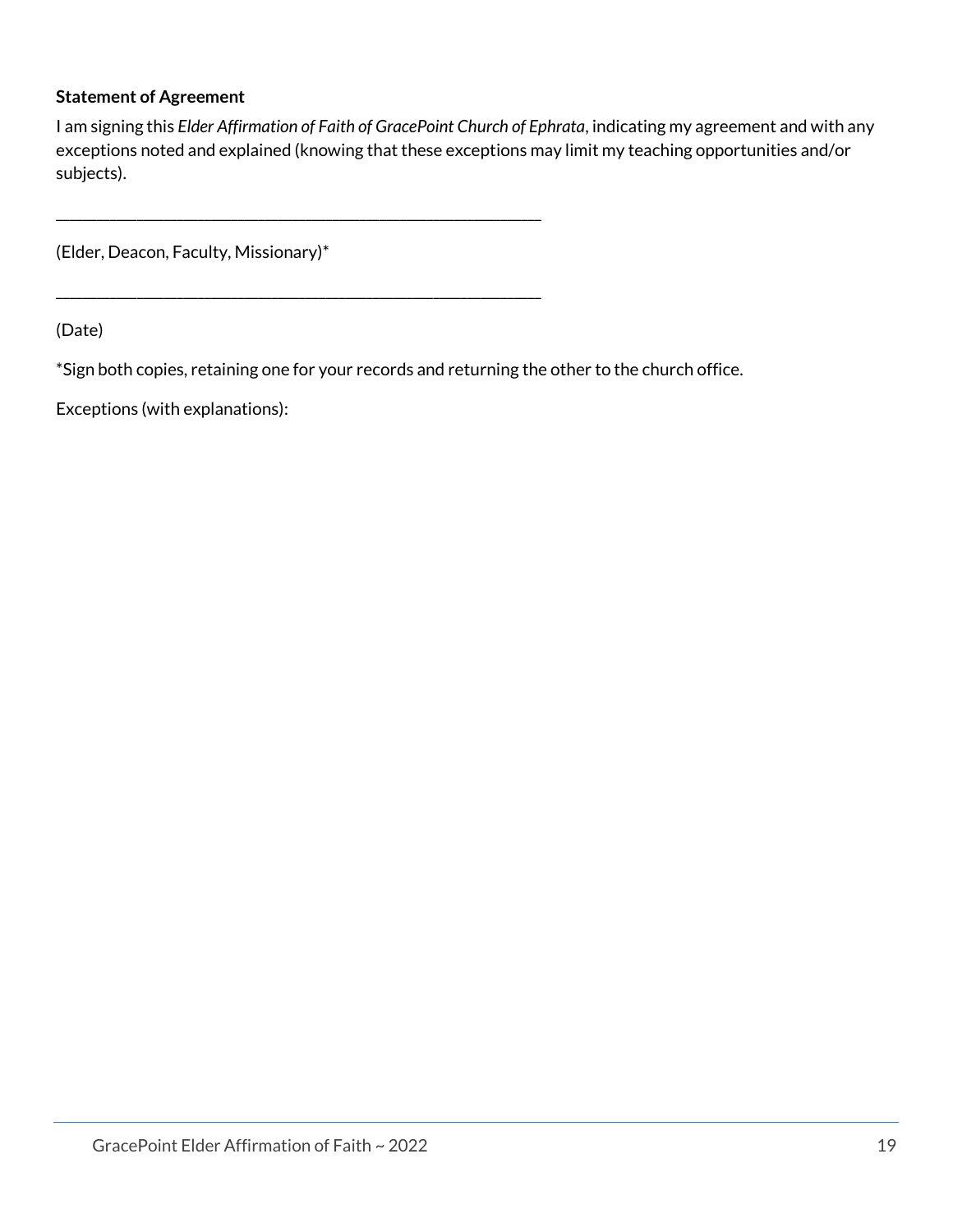**Statement of Agreement**

I am signing this *Elder Affirmation of Faith of GracePoint Church of Ephrata*, indicating my agreement and with any exceptions noted and explained (knowing that these exceptions may limit my teaching opportunities and/or subjects).

\_\_\_\_\_\_\_\_\_\_\_\_\_\_\_\_\_\_\_\_\_\_\_\_\_\_\_\_\_\_\_\_\_\_\_\_\_\_\_\_\_\_\_\_\_\_\_\_\_\_\_\_\_\_\_\_

(Elder, Deacon, Faculty, Missionary)*

\_\_\_\_\_\_\_\_\_\_\_\_\_\_\_\_\_\_\_\_\_\_\_\_\_\_\_\_\_\_\_\_\_\_\_\_\_\_\_\_\_\_\_\_\_\_\_\_\_\_\_\_\_\_\_\_

(Date)

*Sign both copies, retaining one for your records and returning the other to the church office.

Exceptions (with explanations):